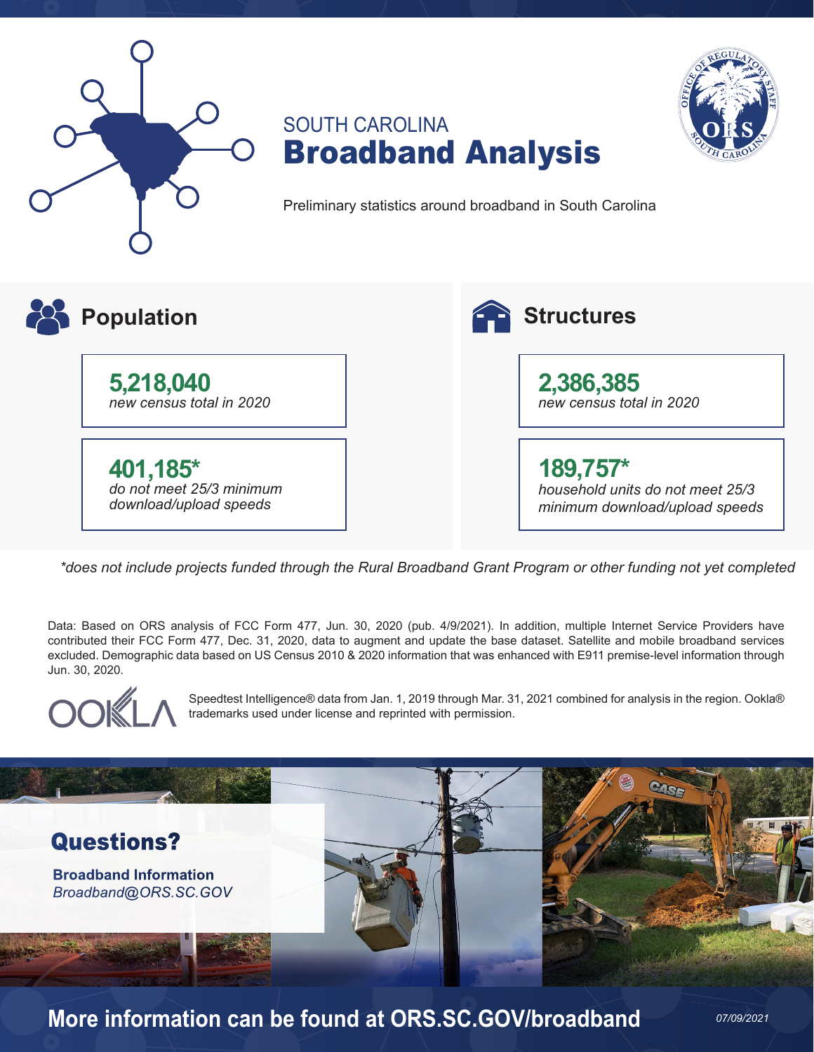# SOUTH CAROLINA
# Broadband Analysis

Preliminary statistics around broadband in South Carolina

## Population

**5,218,040**
*new census total in 2020*

**401,185***
*do not meet 25/3 minimum download/upload speeds*

## Structures

**2,386,385**
*new census total in 2020*

**189,757***
*household units do not meet 25/3 minimum download/upload speeds*

**does not include projects funded through the Rural Broadband Grant Program or other funding not yet completed*

Data: Based on ORS analysis of FCC Form 477, Jun. 30, 2020 (pub. 4/9/2021). In addition, multiple Internet Service Providers have contributed their FCC Form 477, Dec. 31, 2020, data to augment and update the base dataset. Satellite and mobile broadband services excluded. Demographic data based on US Census 2010 & 2020 information that was enhanced with E911 premise-level information through Jun. 30, 2020.

Speedtest Intelligence® data from Jan. 1, 2019 through Mar. 31, 2021 combined for analysis in the region. Ookla® trademarks used under license and reprinted with permission.

## Questions?

**Broadband Information**
*Broadband@ORS.SC.GOV*

**More information can be found at ORS.SC.GOV/broadband**

*07/09/2021*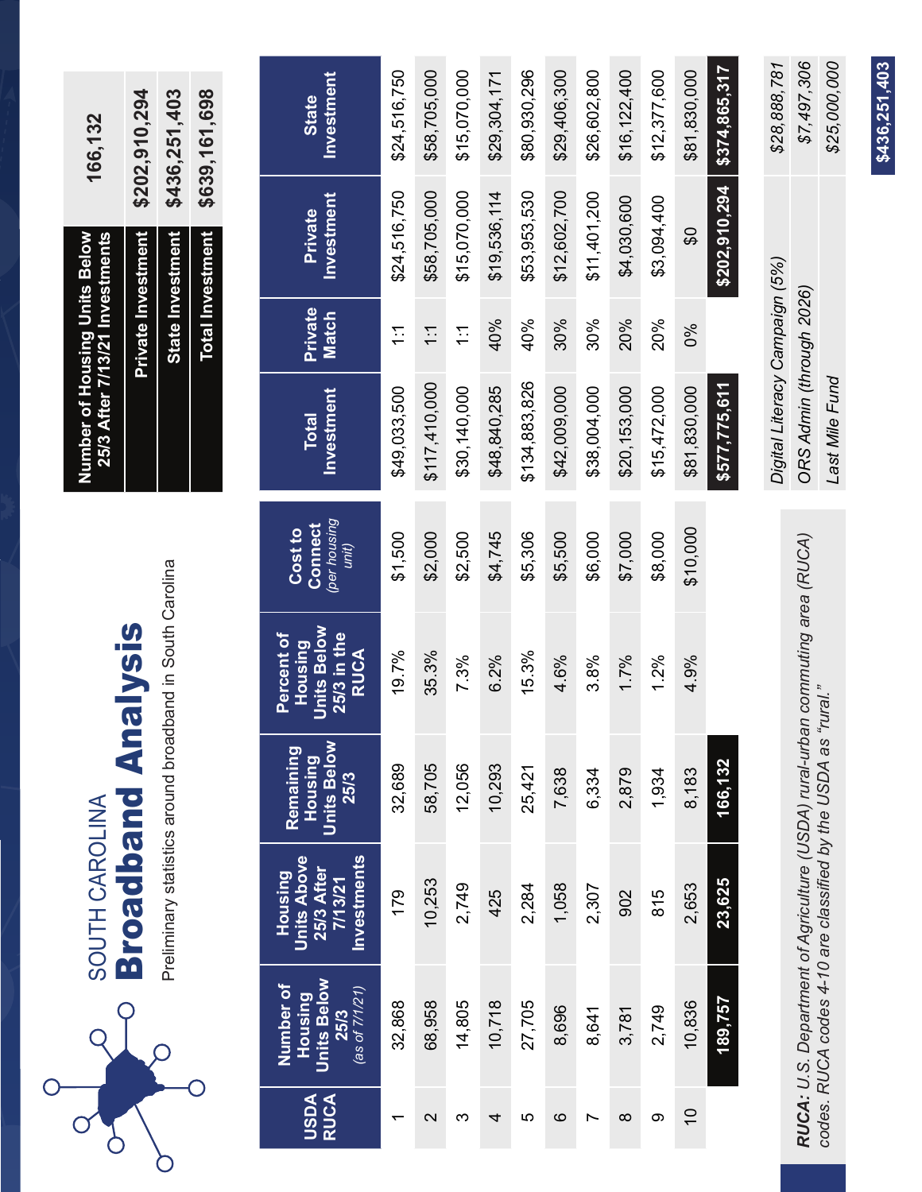SOUTH CAROLINA

# Broadband Analysis

Preliminary statistics around broadband in South Carolina

| | |
|---|---|
| Number of Housing Units Below 25/3 After 7/13/21 Investments | 166,132 |
| Private Investment | $202,910,294 |
| State Investment | $436,251,403 |
| Total Investment | $639,161,698 |

| USDA RUCA | Number of Housing Units Below 25/3 *(as of 7/1/21)* | Housing Units Above 25/3 After 7/13/21 Investments | Remaining Housing Units Below 25/3 | Percent of Housing Units Below 25/3 in the RUCA | Cost to Connect *(per housing unit)* | Total Investment | Private Match | Private Investment | State Investment |
|---|---|---|---|---|---|---|---|---|---|
| 1 | 32,868 | 179 | 32,689 | 19.7% | $1,500 | $49,033,500 | 1:1 | $24,516,750 | $24,516,750 |
| 2 | 68,958 | 10,253 | 58,705 | 35.3% | $2,000 | $117,410,000 | 1:1 | $58,705,000 | $58,705,000 |
| 3 | 14,805 | 2,749 | 12,056 | 7.3% | $2,500 | $30,140,000 | 1:1 | $15,070,000 | $15,070,000 |
| 4 | 10,718 | 425 | 10,293 | 6.2% | $4,745 | $48,840,285 | 40% | $19,536,114 | $29,304,171 |
| 5 | 27,705 | 2,284 | 25,421 | 15.3% | $5,306 | $134,883,826 | 40% | $53,953,530 | $80,930,296 |
| 6 | 8,696 | 1,058 | 7,638 | 4.6% | $5,500 | $42,009,000 | 30% | $12,602,700 | $29,406,300 |
| 7 | 8,641 | 2,307 | 6,334 | 3.8% | $6,000 | $38,004,000 | 30% | $11,401,200 | $26,602,800 |
| 8 | 3,781 | 902 | 2,879 | 1.7% | $7,000 | $20,153,000 | 20% | $4,030,600 | $16,122,400 |
| 9 | 2,749 | 815 | 1,934 | 1.2% | $8,000 | $15,472,000 | 20% | $3,094,400 | $12,377,600 |
| 10 | 10,836 | 2,653 | 8,183 | 4.9% | $10,000 | $81,830,000 | 0% | $0 | $81,830,000 |
| | **189,757** | **23,625** | **166,132** | | | **$577,775,611** | | **$202,910,294** | **$374,865,317** |

| | |
|---|---|
| *Digital Literacy Campaign (5%)* | *$28,888,781* |
| *ORS Admin (through 2026)* | *$7,497,306* |
| *Last Mile Fund* | *$25,000,000* |
| | **$436,251,403** |

***RUCA:*** *U.S. Department of Agriculture (USDA) rural-urban commuting area (RUCA) codes. RUCA codes 4-10 are classified by the USDA as "rural."*